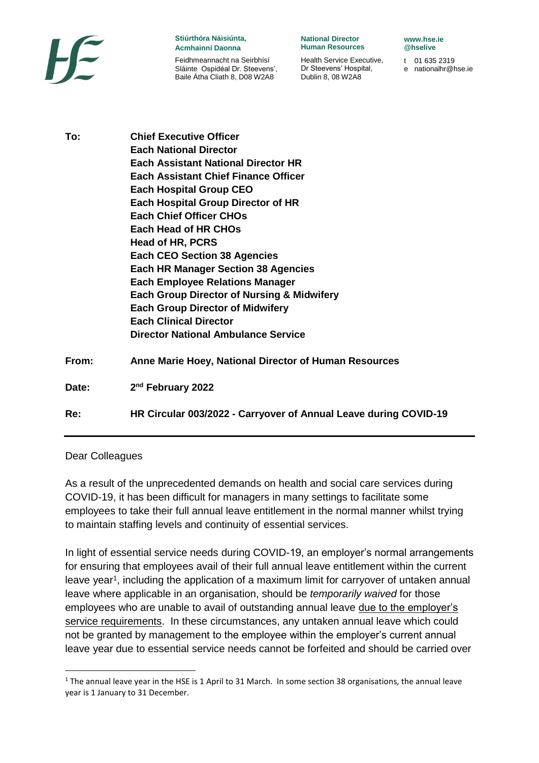**Stiúrthóra Náisiúnta, Acmhainní Daonna**

Feidhmeannacht na Seirbhísí Sláinte Ospidéal Dr. Steevens', Baile Átha Cliath 8, D08 W2A8

**National Director Human Resources**

Health Service Executive, Dr Steevens' Hospital, Dublin 8, 08 W2A8

**www.hse.ie**
**@hselive**

t 01 635 2319
e nationalhr@hse.ie

| | |
|---|---|
| **To:** | **Chief Executive Officer**<br>**Each National Director**<br>**Each Assistant National Director HR**<br>**Each Assistant Chief Finance Officer**<br>**Each Hospital Group CEO**<br>**Each Hospital Group Director of HR**<br>**Each Chief Officer CHOs**<br>**Each Head of HR CHOs**<br>**Head of HR, PCRS**<br>**Each CEO Section 38 Agencies**<br>**Each HR Manager Section 38 Agencies**<br>**Each Employee Relations Manager**<br>**Each Group Director of Nursing & Midwifery**<br>**Each Group Director of Midwifery**<br>**Each Clinical Director**<br>**Director National Ambulance Service** |
| **From:** | **Anne Marie Hoey, National Director of Human Resources** |
| **Date:** | **2nd February 2022** |
| **Re:** | **HR Circular 003/2022 - Carryover of Annual Leave during COVID-19** |

---

Dear Colleagues

As a result of the unprecedented demands on health and social care services during COVID-19, it has been difficult for managers in many settings to facilitate some employees to take their full annual leave entitlement in the normal manner whilst trying to maintain staffing levels and continuity of essential services.

In light of essential service needs during COVID-19, an employer's normal arrangements for ensuring that employees avail of their full annual leave entitlement within the current leave year[1], including the application of a maximum limit for carryover of untaken annual leave where applicable in an organisation, should be *temporarily waived* for those employees who are unable to avail of outstanding annual leave due to the employer's service requirements. In these circumstances, any untaken annual leave which could not be granted by management to the employee within the employer's current annual leave year due to essential service needs cannot be forfeited and should be carried over

[1] The annual leave year in the HSE is 1 April to 31 March. In some section 38 organisations, the annual leave year is 1 January to 31 December.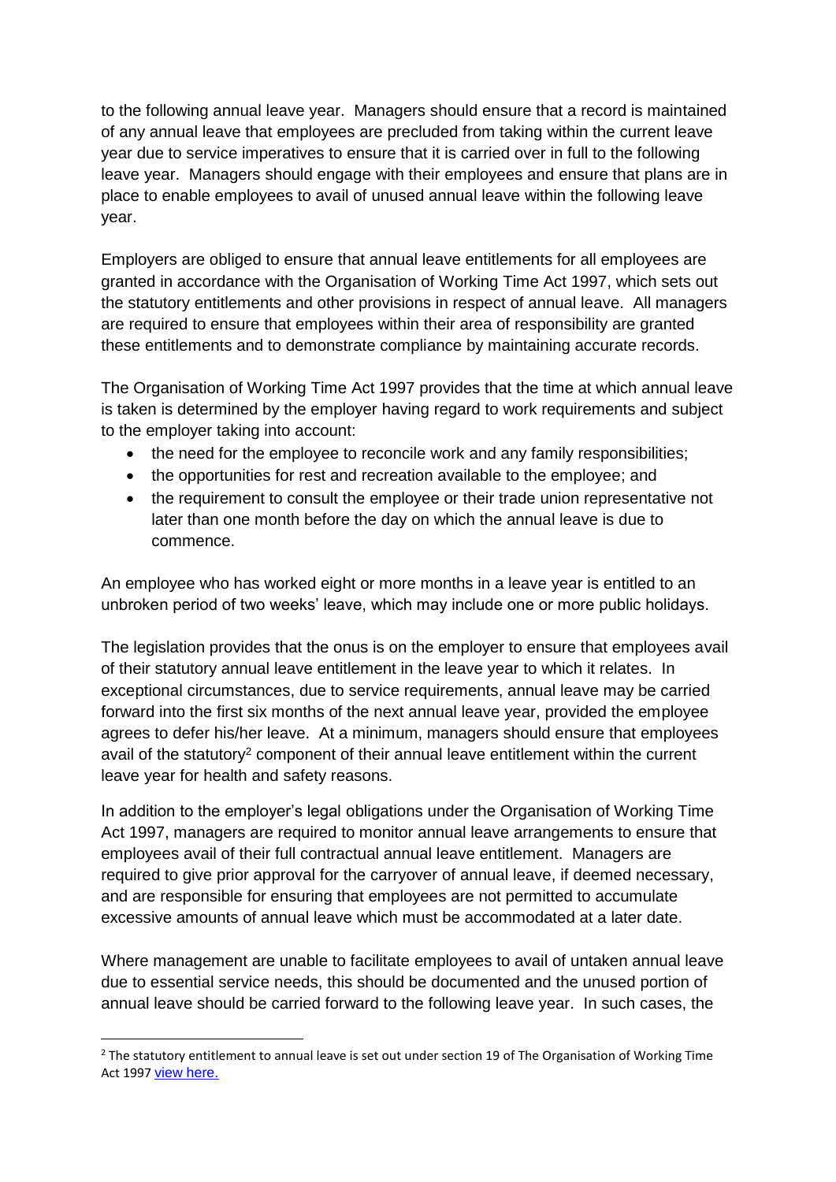to the following annual leave year. Managers should ensure that a record is maintained of any annual leave that employees are precluded from taking within the current leave year due to service imperatives to ensure that it is carried over in full to the following leave year. Managers should engage with their employees and ensure that plans are in place to enable employees to avail of unused annual leave within the following leave year.

Employers are obliged to ensure that annual leave entitlements for all employees are granted in accordance with the Organisation of Working Time Act 1997, which sets out the statutory entitlements and other provisions in respect of annual leave. All managers are required to ensure that employees within their area of responsibility are granted these entitlements and to demonstrate compliance by maintaining accurate records.

The Organisation of Working Time Act 1997 provides that the time at which annual leave is taken is determined by the employer having regard to work requirements and subject to the employer taking into account:

- the need for the employee to reconcile work and any family responsibilities;
- the opportunities for rest and recreation available to the employee; and
- the requirement to consult the employee or their trade union representative not later than one month before the day on which the annual leave is due to commence.

An employee who has worked eight or more months in a leave year is entitled to an unbroken period of two weeks' leave, which may include one or more public holidays.

The legislation provides that the onus is on the employer to ensure that employees avail of their statutory annual leave entitlement in the leave year to which it relates. In exceptional circumstances, due to service requirements, annual leave may be carried forward into the first six months of the next annual leave year, provided the employee agrees to defer his/her leave. At a minimum, managers should ensure that employees avail of the statutory[2] component of their annual leave entitlement within the current leave year for health and safety reasons.

In addition to the employer's legal obligations under the Organisation of Working Time Act 1997, managers are required to monitor annual leave arrangements to ensure that employees avail of their full contractual annual leave entitlement. Managers are required to give prior approval for the carryover of annual leave, if deemed necessary, and are responsible for ensuring that employees are not permitted to accumulate excessive amounts of annual leave which must be accommodated at a later date.

Where management are unable to facilitate employees to avail of untaken annual leave due to essential service needs, this should be documented and the unused portion of annual leave should be carried forward to the following leave year. In such cases, the

---

[2] The statutory entitlement to annual leave is set out under section 19 of The Organisation of Working Time Act 1997 view here.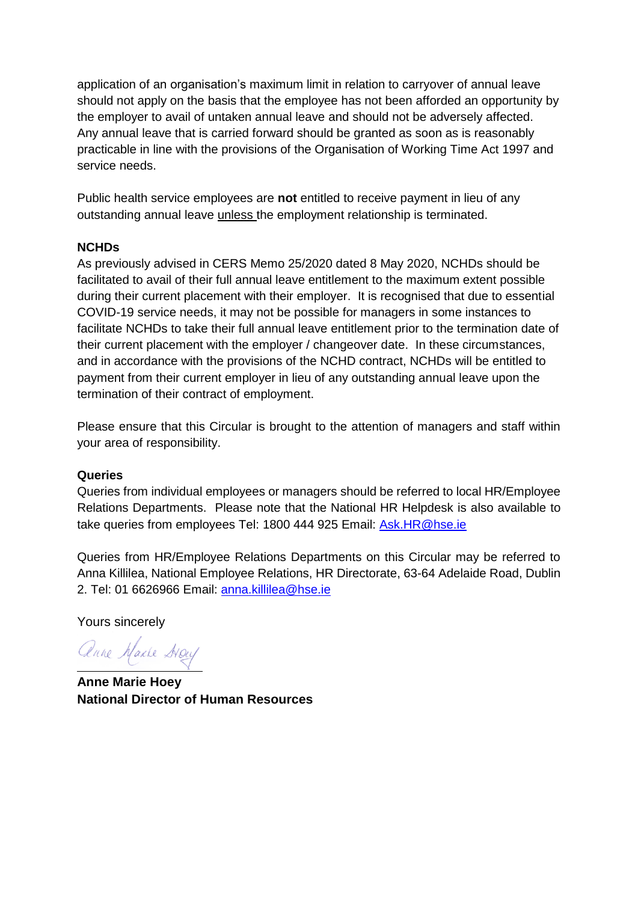application of an organisation's maximum limit in relation to carryover of annual leave should not apply on the basis that the employee has not been afforded an opportunity by the employer to avail of untaken annual leave and should not be adversely affected. Any annual leave that is carried forward should be granted as soon as is reasonably practicable in line with the provisions of the Organisation of Working Time Act 1997 and service needs.

Public health service employees are **not** entitled to receive payment in lieu of any outstanding annual leave unless the employment relationship is terminated.

**NCHDs**
As previously advised in CERS Memo 25/2020 dated 8 May 2020, NCHDs should be facilitated to avail of their full annual leave entitlement to the maximum extent possible during their current placement with their employer. It is recognised that due to essential COVID-19 service needs, it may not be possible for managers in some instances to facilitate NCHDs to take their full annual leave entitlement prior to the termination date of their current placement with the employer / changeover date. In these circumstances, and in accordance with the provisions of the NCHD contract, NCHDs will be entitled to payment from their current employer in lieu of any outstanding annual leave upon the termination of their contract of employment.

Please ensure that this Circular is brought to the attention of managers and staff within your area of responsibility.

**Queries**
Queries from individual employees or managers should be referred to local HR/Employee Relations Departments. Please note that the National HR Helpdesk is also available to take queries from employees Tel: 1800 444 925 Email: Ask.HR@hse.ie

Queries from HR/Employee Relations Departments on this Circular may be referred to Anna Killilea, National Employee Relations, HR Directorate, 63-64 Adelaide Road, Dublin 2. Tel: 01 6626966 Email: anna.killilea@hse.ie

Yours sincerely

Anne Marie Hoey

**Anne Marie Hoey**
**National Director of Human Resources**